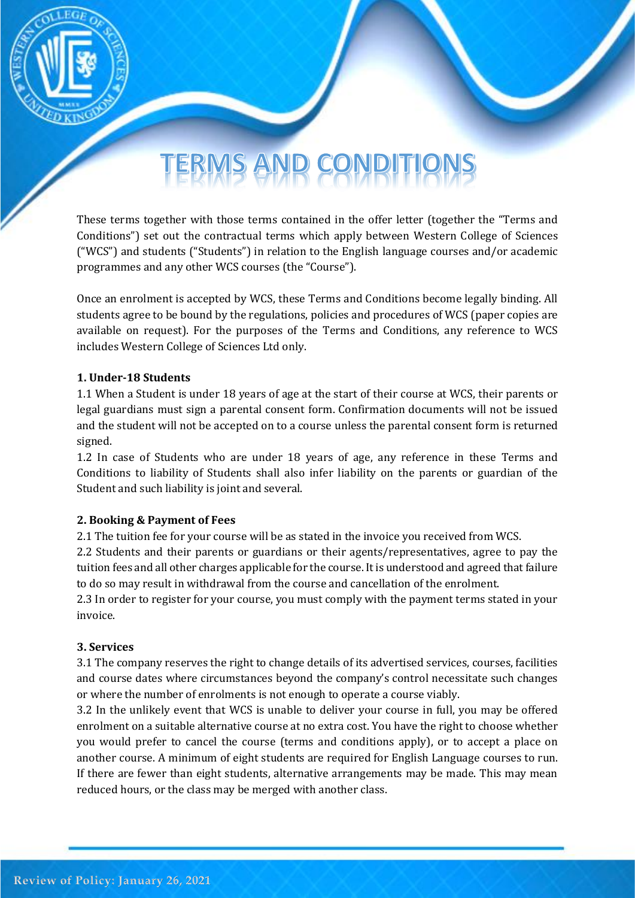# TERMS AND CONDITIONS

These terms together with those terms contained in the offer letter (together the "Terms and Conditions") set out the contractual terms which apply between Western College of Sciences ("WCS") and students ("Students") in relation to the English language courses and/or academic programmes and any other WCS courses (the "Course").

Once an enrolment is accepted by WCS, these Terms and Conditions become legally binding. All students agree to be bound by the regulations, policies and procedures of WCS (paper copies are available on request). For the purposes of the Terms and Conditions, any reference to WCS includes Western College of Sciences Ltd only.

**1. Under-18 Students**

1.1 When a Student is under 18 years of age at the start of their course at WCS, their parents or legal guardians must sign a parental consent form. Confirmation documents will not be issued and the student will not be accepted on to a course unless the parental consent form is returned signed.

1.2 In case of Students who are under 18 years of age, any reference in these Terms and Conditions to liability of Students shall also infer liability on the parents or guardian of the Student and such liability is joint and several.

**2. Booking & Payment of Fees**

2.1 The tuition fee for your course will be as stated in the invoice you received from WCS.

2.2 Students and their parents or guardians or their agents/representatives, agree to pay the tuition fees and all other charges applicable for the course. It is understood and agreed that failure to do so may result in withdrawal from the course and cancellation of the enrolment.

2.3 In order to register for your course, you must comply with the payment terms stated in your invoice.

**3. Services**

3.1 The company reserves the right to change details of its advertised services, courses, facilities and course dates where circumstances beyond the company's control necessitate such changes or where the number of enrolments is not enough to operate a course viably.

3.2 In the unlikely event that WCS is unable to deliver your course in full, you may be offered enrolment on a suitable alternative course at no extra cost. You have the right to choose whether you would prefer to cancel the course (terms and conditions apply), or to accept a place on another course. A minimum of eight students are required for English Language courses to run. If there are fewer than eight students, alternative arrangements may be made. This may mean reduced hours, or the class may be merged with another class.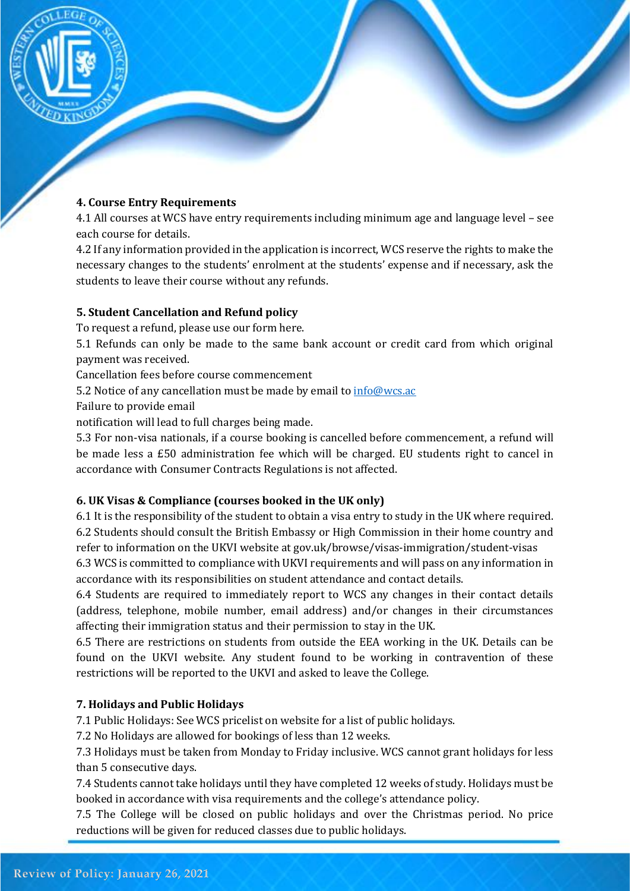**4. Course Entry Requirements**

4.1 All courses at WCS have entry requirements including minimum age and language level – see each course for details.

4.2 If any information provided in the application is incorrect, WCS reserve the rights to make the necessary changes to the students' enrolment at the students' expense and if necessary, ask the students to leave their course without any refunds.

**5. Student Cancellation and Refund policy**

To request a refund, please use our form here.

5.1 Refunds can only be made to the same bank account or credit card from which original payment was received.

Cancellation fees before course commencement

5.2 Notice of any cancellation must be made by email to [info@wcs.ac](mailto:info@wcs.ac)

Failure to provide email

notification will lead to full charges being made.

5.3 For non-visa nationals, if a course booking is cancelled before commencement, a refund will be made less a £50 administration fee which will be charged. EU students right to cancel in accordance with Consumer Contracts Regulations is not affected.

**6. UK Visas & Compliance (courses booked in the UK only)**

6.1 It is the responsibility of the student to obtain a visa entry to study in the UK where required.

6.2 Students should consult the British Embassy or High Commission in their home country and refer to information on the UKVI website at gov.uk/browse/visas-immigration/student-visas

6.3 WCS is committed to compliance with UKVI requirements and will pass on any information in accordance with its responsibilities on student attendance and contact details.

6.4 Students are required to immediately report to WCS any changes in their contact details (address, telephone, mobile number, email address) and/or changes in their circumstances affecting their immigration status and their permission to stay in the UK.

6.5 There are restrictions on students from outside the EEA working in the UK. Details can be found on the UKVI website. Any student found to be working in contravention of these restrictions will be reported to the UKVI and asked to leave the College.

**7. Holidays and Public Holidays**

7.1 Public Holidays: See WCS pricelist on website for a list of public holidays.

7.2 No Holidays are allowed for bookings of less than 12 weeks.

7.3 Holidays must be taken from Monday to Friday inclusive. WCS cannot grant holidays for less than 5 consecutive days.

7.4 Students cannot take holidays until they have completed 12 weeks of study. Holidays must be booked in accordance with visa requirements and the college's attendance policy.

7.5 The College will be closed on public holidays and over the Christmas period. No price reductions will be given for reduced classes due to public holidays.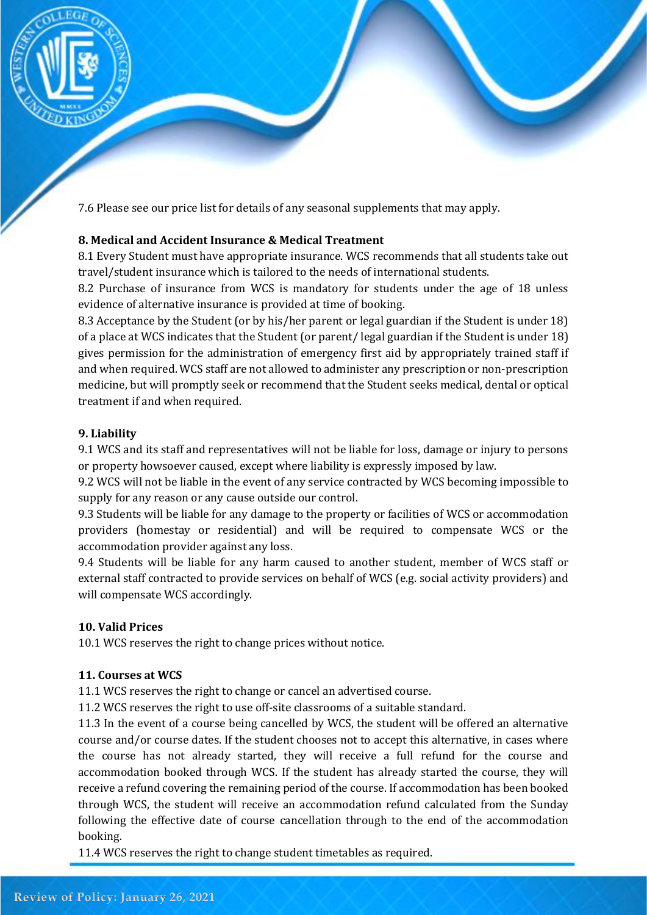7.6 Please see our price list for details of any seasonal supplements that may apply.

## 8. Medical and Accident Insurance & Medical Treatment

8.1 Every Student must have appropriate insurance. WCS recommends that all students take out travel/student insurance which is tailored to the needs of international students.

8.2 Purchase of insurance from WCS is mandatory for students under the age of 18 unless evidence of alternative insurance is provided at time of booking.

8.3 Acceptance by the Student (or by his/her parent or legal guardian if the Student is under 18) of a place at WCS indicates that the Student (or parent/ legal guardian if the Student is under 18) gives permission for the administration of emergency first aid by appropriately trained staff if and when required. WCS staff are not allowed to administer any prescription or non-prescription medicine, but will promptly seek or recommend that the Student seeks medical, dental or optical treatment if and when required.

## 9. Liability

9.1 WCS and its staff and representatives will not be liable for loss, damage or injury to persons or property howsoever caused, except where liability is expressly imposed by law.

9.2 WCS will not be liable in the event of any service contracted by WCS becoming impossible to supply for any reason or any cause outside our control.

9.3 Students will be liable for any damage to the property or facilities of WCS or accommodation providers (homestay or residential) and will be required to compensate WCS or the accommodation provider against any loss.

9.4 Students will be liable for any harm caused to another student, member of WCS staff or external staff contracted to provide services on behalf of WCS (e.g. social activity providers) and will compensate WCS accordingly.

## 10. Valid Prices

10.1 WCS reserves the right to change prices without notice.

## 11. Courses at WCS

11.1 WCS reserves the right to change or cancel an advertised course.

11.2 WCS reserves the right to use off-site classrooms of a suitable standard.

11.3 In the event of a course being cancelled by WCS, the student will be offered an alternative course and/or course dates. If the student chooses not to accept this alternative, in cases where the course has not already started, they will receive a full refund for the course and accommodation booked through WCS. If the student has already started the course, they will receive a refund covering the remaining period of the course. If accommodation has been booked through WCS, the student will receive an accommodation refund calculated from the Sunday following the effective date of course cancellation through to the end of the accommodation booking.

11.4 WCS reserves the right to change student timetables as required.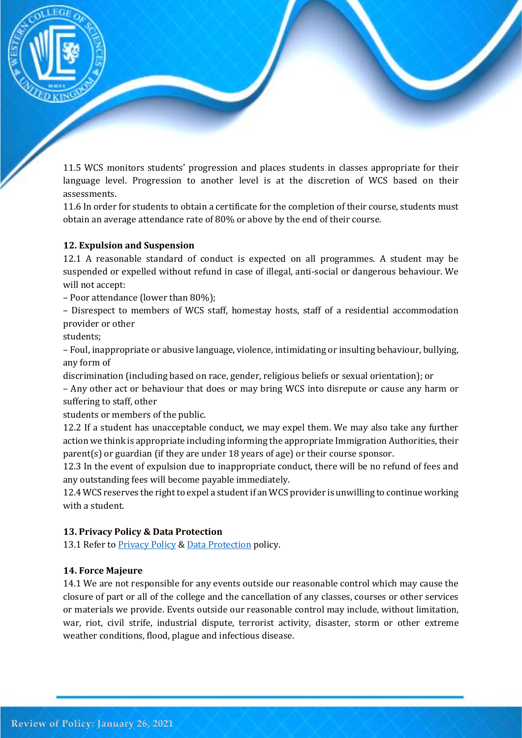11.5 WCS monitors students' progression and places students in classes appropriate for their language level. Progression to another level is at the discretion of WCS based on their assessments.

11.6 In order for students to obtain a certificate for the completion of their course, students must obtain an average attendance rate of 80% or above by the end of their course.

**12. Expulsion and Suspension**

12.1 A reasonable standard of conduct is expected on all programmes. A student may be suspended or expelled without refund in case of illegal, anti-social or dangerous behaviour. We will not accept:

– Poor attendance (lower than 80%);

– Disrespect to members of WCS staff, homestay hosts, staff of a residential accommodation provider or other students;

– Foul, inappropriate or abusive language, violence, intimidating or insulting behaviour, bullying, any form of discrimination (including based on race, gender, religious beliefs or sexual orientation); or

– Any other act or behaviour that does or may bring WCS into disrepute or cause any harm or suffering to staff, other students or members of the public.

12.2 If a student has unacceptable conduct, we may expel them. We may also take any further action we think is appropriate including informing the appropriate Immigration Authorities, their parent(s) or guardian (if they are under 18 years of age) or their course sponsor.

12.3 In the event of expulsion due to inappropriate conduct, there will be no refund of fees and any outstanding fees will become payable immediately.

12.4 WCS reserves the right to expel a student if an WCS provider is unwilling to continue working with a student.

**13. Privacy Policy & Data Protection**

13.1 Refer to Privacy Policy & Data Protection policy.

**14. Force Majeure**

14.1 We are not responsible for any events outside our reasonable control which may cause the closure of part or all of the college and the cancellation of any classes, courses or other services or materials we provide. Events outside our reasonable control may include, without limitation, war, riot, civil strife, industrial dispute, terrorist activity, disaster, storm or other extreme weather conditions, flood, plague and infectious disease.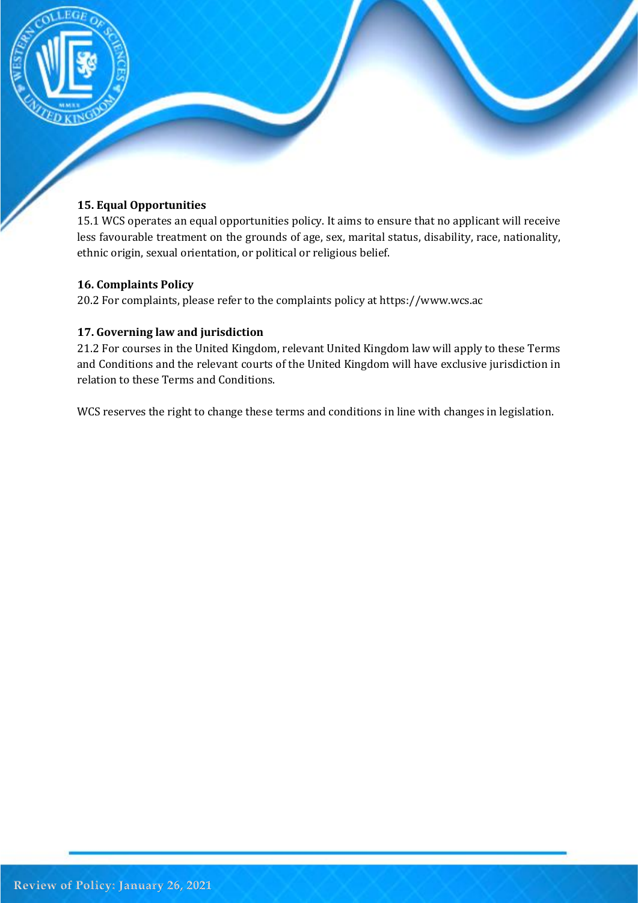### 15. Equal Opportunities

15.1 WCS operates an equal opportunities policy. It aims to ensure that no applicant will receive less favourable treatment on the grounds of age, sex, marital status, disability, race, nationality, ethnic origin, sexual orientation, or political or religious belief.

### 16. Complaints Policy

20.2 For complaints, please refer to the complaints policy at https://www.wcs.ac

### 17. Governing law and jurisdiction

21.2 For courses in the United Kingdom, relevant United Kingdom law will apply to these Terms and Conditions and the relevant courts of the United Kingdom will have exclusive jurisdiction in relation to these Terms and Conditions.

WCS reserves the right to change these terms and conditions in line with changes in legislation.